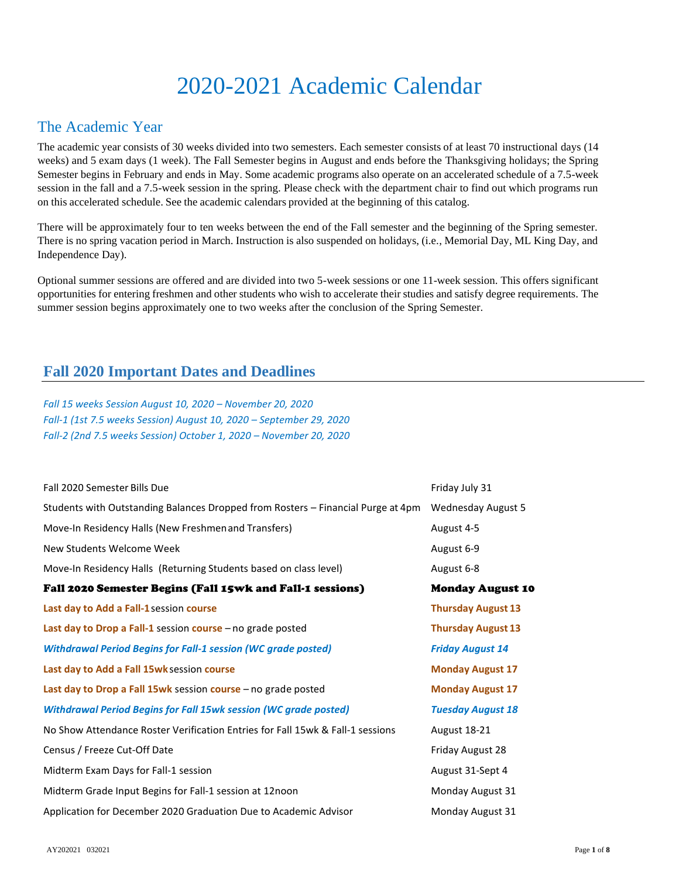# 2020-2021 Academic Calendar

## The Academic Year

The academic year consists of 30 weeks divided into two semesters. Each semester consists of at least 70 instructional days (14 weeks) and 5 exam days (1 week). The Fall Semester begins in August and ends before the Thanksgiving holidays; the Spring Semester begins in February and ends in May. Some academic programs also operate on an accelerated schedule of a 7.5-week session in the fall and a 7.5-week session in the spring. Please check with the department chair to find out which programs run on this accelerated schedule. See the academic calendars provided at the beginning of this catalog.

There will be approximately four to ten weeks between the end of the Fall semester and the beginning of the Spring semester. There is no spring vacation period in March. Instruction is also suspended on holidays, (i.e., Memorial Day, ML King Day, and Independence Day).

Optional summer sessions are offered and are divided into two 5-week sessions or one 11-week session. This offers significant opportunities for entering freshmen and other students who wish to accelerate their studies and satisfy degree requirements. The summer session begins approximately one to two weeks after the conclusion of the Spring Semester.

## Fall 2020 Important Dates and Deadlines

*Fall 15 weeks Session August 10, 2020 – November 20, 2020*
*Fall-1 (1st 7.5 weeks Session) August 10, 2020 – September 29, 2020*
*Fall-2 (2nd 7.5 weeks Session) October 1, 2020 – November 20, 2020*

| Event | Date |
|---|---|
| Fall 2020 Semester Bills Due | Friday July 31 |
| Students with Outstanding Balances Dropped from Rosters – Financial Purge at 4pm | Wednesday August 5 |
| Move-In Residency Halls (New Freshmen and Transfers) | August 4-5 |
| New Students Welcome Week | August 6-9 |
| Move-In Residency Halls (Returning Students based on class level) | August 6-8 |
| **Fall 2020 Semester Begins (Fall 15wk and Fall-1 sessions)** | **Monday August 10** |
| **Last day to Add a Fall-1** session **course** | **Thursday August 13** |
| **Last day to Drop a Fall-1** session **course** – no grade posted | **Thursday August 13** |
| ***Withdrawal Period Begins for Fall-1 session (WC grade posted)*** | ***Friday August 14*** |
| **Last day to Add a Fall 15wk** session **course** | **Monday August 17** |
| **Last day to Drop a Fall 15wk** session **course** – no grade posted | **Monday August 17** |
| ***Withdrawal Period Begins for Fall 15wk session (WC grade posted)*** | ***Tuesday August 18*** |
| No Show Attendance Roster Verification Entries for Fall 15wk & Fall-1 sessions | August 18-21 |
| Census / Freeze Cut-Off Date | Friday August 28 |
| Midterm Exam Days for Fall-1 session | August 31-Sept 4 |
| Midterm Grade Input Begins for Fall-1 session at 12noon | Monday August 31 |
| Application for December 2020 Graduation Due to Academic Advisor | Monday August 31 |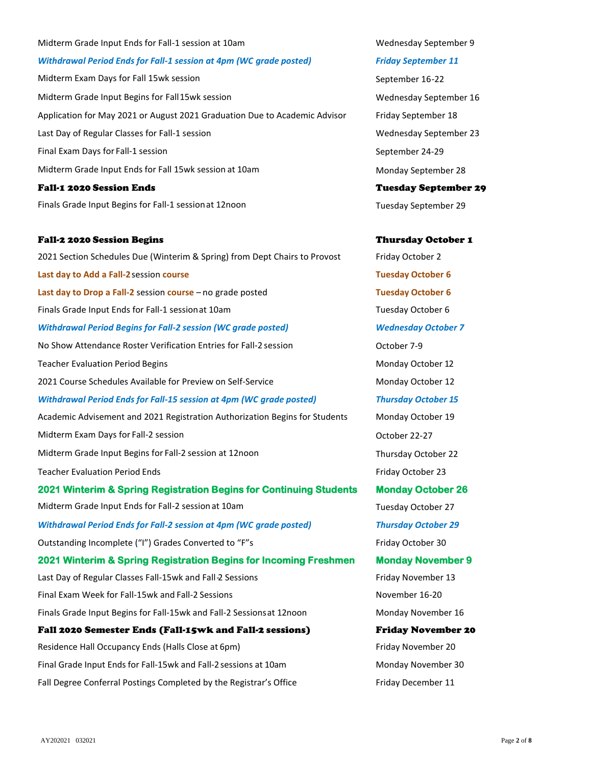| Event | Date |
| --- | --- |
| Midterm Grade Input Ends for Fall-1 session at 10am | Wednesday September 9 |
| *Withdrawal Period Ends for Fall-1 session at 4pm (WC grade posted)* | *Friday September 11* |
| Midterm Exam Days for Fall 15wk session | September 16-22 |
| Midterm Grade Input Begins for Fall 15wk session | Wednesday September 16 |
| Application for May 2021 or August 2021 Graduation Due to Academic Advisor | Friday September 18 |
| Last Day of Regular Classes for Fall-1 session | Wednesday September 23 |
| Final Exam Days for Fall-1 session | September 24-29 |
| Midterm Grade Input Ends for Fall 15wk session at 10am | Monday September 28 |
| **Fall-1 2020 Session Ends** | **Tuesday September 29** |
| Finals Grade Input Begins for Fall-1 session at 12noon | Tuesday September 29 |
| | |
| **Fall-2 2020 Session Begins** | **Thursday October 1** |
| 2021 Section Schedules Due (Winterim & Spring) from Dept Chairs to Provost | Friday October 2 |
| **Last day to Add a Fall-2** session **course** | **Tuesday October 6** |
| **Last day to Drop a Fall-2** session **course** – no grade posted | **Tuesday October 6** |
| Finals Grade Input Ends for Fall-1 session at 10am | Tuesday October 6 |
| *Withdrawal Period Begins for Fall-2 session (WC grade posted)* | *Wednesday October 7* |
| No Show Attendance Roster Verification Entries for Fall-2 session | October 7-9 |
| Teacher Evaluation Period Begins | Monday October 12 |
| 2021 Course Schedules Available for Preview on Self-Service | Monday October 12 |
| *Withdrawal Period Ends for Fall-15 session at 4pm (WC grade posted)* | *Thursday October 15* |
| Academic Advisement and 2021 Registration Authorization Begins for Students | Monday October 19 |
| Midterm Exam Days for Fall-2 session | October 22-27 |
| Midterm Grade Input Begins for Fall-2 session at 12noon | Thursday October 22 |
| Teacher Evaluation Period Ends | Friday October 23 |
| **2021 Winterim & Spring Registration Begins for Continuing Students** | **Monday October 26** |
| Midterm Grade Input Ends for Fall-2 session at 10am | Tuesday October 27 |
| *Withdrawal Period Ends for Fall-2 session at 4pm (WC grade posted)* | *Thursday October 29* |
| Outstanding Incomplete ("I") Grades Converted to "F"s | Friday October 30 |
| **2021 Winterim & Spring Registration Begins for Incoming Freshmen** | **Monday November 9** |
| Last Day of Regular Classes Fall-15wk and Fall-2 Sessions | Friday November 13 |
| Final Exam Week for Fall-15wk and Fall-2 Sessions | November 16-20 |
| Finals Grade Input Begins for Fall-15wk and Fall-2 Sessions at 12noon | Monday November 16 |
| **Fall 2020 Semester Ends (Fall-15wk and Fall-2 sessions)** | **Friday November 20** |
| Residence Hall Occupancy Ends (Halls Close at 6pm) | Friday November 20 |
| Final Grade Input Ends for Fall-15wk and Fall-2 sessions at 10am | Monday November 30 |
| Fall Degree Conferral Postings Completed by the Registrar's Office | Friday December 11 |

AY202021 032021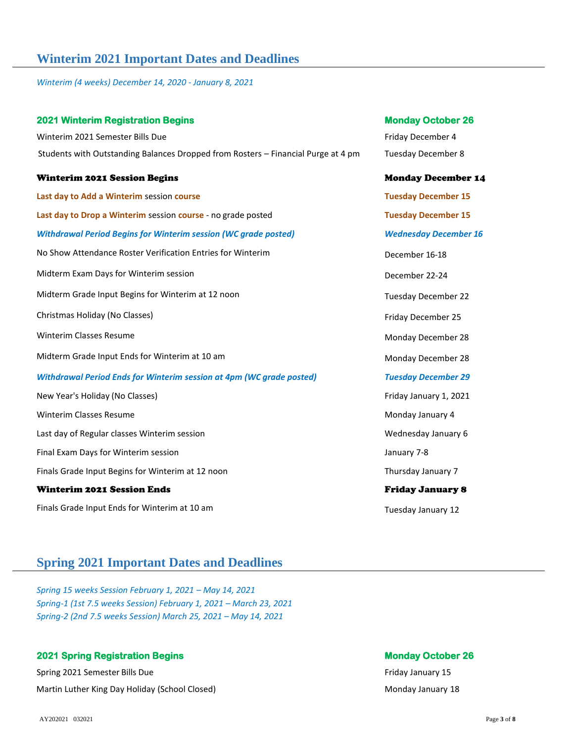## Winterim 2021 Important Dates and Deadlines

*Winterim (4 weeks) December 14, 2020 - January 8, 2021*

| Event | Date |
|---|---|
| **2021 Winterim Registration Begins** | **Monday October 26** |
| Winterim 2021 Semester Bills Due | Friday December 4 |
| Students with Outstanding Balances Dropped from Rosters – Financial Purge at 4 pm | Tuesday December 8 |
| **Winterim 2021 Session Begins** | **Monday December 14** |
| **Last day to Add a Winterim** session **course** | **Tuesday December 15** |
| **Last day to Drop a Winterim** session **course** - no grade posted | **Tuesday December 15** |
| ***Withdrawal Period Begins for Winterim session (WC grade posted)*** | ***Wednesday December 16*** |
| No Show Attendance Roster Verification Entries for Winterim | December 16-18 |
| Midterm Exam Days for Winterim session | December 22-24 |
| Midterm Grade Input Begins for Winterim at 12 noon | Tuesday December 22 |
| Christmas Holiday (No Classes) | Friday December 25 |
| Winterim Classes Resume | Monday December 28 |
| Midterm Grade Input Ends for Winterim at 10 am | Monday December 28 |
| ***Withdrawal Period Ends for Winterim session at 4pm (WC grade posted)*** | ***Tuesday December 29*** |
| New Year's Holiday (No Classes) | Friday January 1, 2021 |
| Winterim Classes Resume | Monday January 4 |
| Last day of Regular classes Winterim session | Wednesday January 6 |
| Final Exam Days for Winterim session | January 7-8 |
| Finals Grade Input Begins for Winterim at 12 noon | Thursday January 7 |
| **Winterim 2021 Session Ends** | **Friday January 8** |
| Finals Grade Input Ends for Winterim at 10 am | Tuesday January 12 |

## Spring 2021 Important Dates and Deadlines

*Spring 15 weeks Session February 1, 2021 – May 14, 2021*
*Spring-1 (1st 7.5 weeks Session) February 1, 2021 – March 23, 2021*
*Spring-2 (2nd 7.5 weeks Session) March 25, 2021 – May 14, 2021*

| Event | Date |
|---|---|
| **2021 Spring Registration Begins** | **Monday October 26** |
| Spring 2021 Semester Bills Due | Friday January 15 |
| Martin Luther King Day Holiday (School Closed) | Monday January 18 |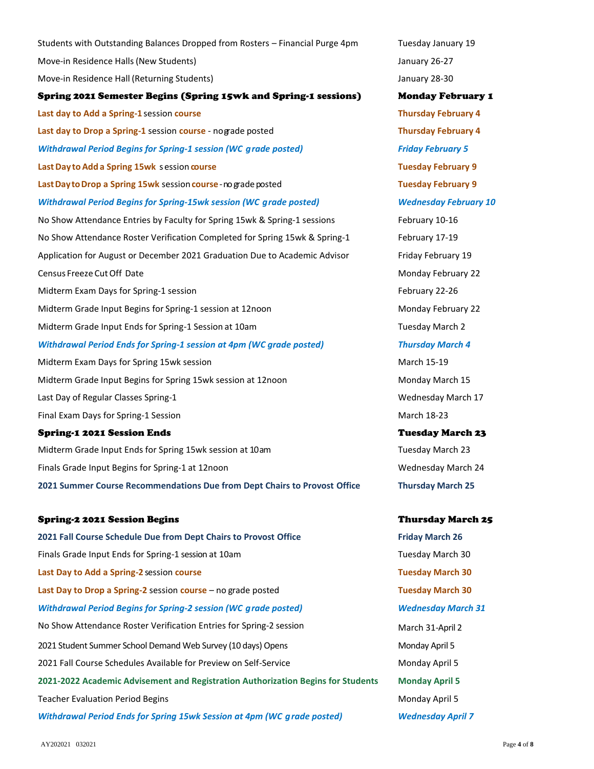| | |
|---|---|
| Students with Outstanding Balances Dropped from Rosters – Financial Purge 4pm | Tuesday January 19 |
| Move-in Residence Halls (New Students) | January 26-27 |
| Move-in Residence Hall (Returning Students) | January 28-30 |
| **Spring 2021 Semester Begins (Spring 15wk and Spring-1 sessions)** | **Monday February 1** |
| **Last day to Add a Spring-1** session **course** | **Thursday February 4** |
| **Last day to Drop a Spring-1** session **course** - no grade posted | **Thursday February 4** |
| ***Withdrawal Period Begins for Spring-1 session (WC grade posted)*** | ***Friday February 5*** |
| **Last Day to Add a Spring 15wk** session **course** | **Tuesday February 9** |
| **Last Day to Drop a Spring 15wk** session **course** - no grade posted | **Tuesday February 9** |
| ***Withdrawal Period Begins for Spring-15wk session (WC grade posted)*** | ***Wednesday February 10*** |
| No Show Attendance Entries by Faculty for Spring 15wk & Spring-1 sessions | February 10-16 |
| No Show Attendance Roster Verification Completed for Spring 15wk & Spring-1 | February 17-19 |
| Application for August or December 2021 Graduation Due to Academic Advisor | Friday February 19 |
| Census Freeze Cut Off Date | Monday February 22 |
| Midterm Exam Days for Spring-1 session | February 22-26 |
| Midterm Grade Input Begins for Spring-1 session at 12noon | Monday February 22 |
| Midterm Grade Input Ends for Spring-1 Session at 10am | Tuesday March 2 |
| ***Withdrawal Period Ends for Spring-1 session at 4pm (WC grade posted)*** | ***Thursday March 4*** |
| Midterm Exam Days for Spring 15wk session | March 15-19 |
| Midterm Grade Input Begins for Spring 15wk session at 12noon | Monday March 15 |
| Last Day of Regular Classes Spring-1 | Wednesday March 17 |
| Final Exam Days for Spring-1 Session | March 18-23 |
| **Spring-1 2021 Session Ends** | **Tuesday March 23** |
| Midterm Grade Input Ends for Spring 15wk session at 10am | Tuesday March 23 |
| Finals Grade Input Begins for Spring-1 at 12noon | Wednesday March 24 |
| **2021 Summer Course Recommendations Due from Dept Chairs to Provost Office** | **Thursday March 25** |
| | |
| **Spring-2 2021 Session Begins** | **Thursday March 25** |
| **2021 Fall Course Schedule Due from Dept Chairs to Provost Office** | **Friday March 26** |
| Finals Grade Input Ends for Spring-1 session at 10am | Tuesday March 30 |
| **Last Day to Add a Spring-2** session **course** | **Tuesday March 30** |
| **Last Day to Drop a Spring-2** session **course** – no grade posted | **Tuesday March 30** |
| ***Withdrawal Period Begins for Spring-2 session (WC grade posted)*** | ***Wednesday March 31*** |
| No Show Attendance Roster Verification Entries for Spring-2 session | March 31-April 2 |
| 2021 Student Summer School Demand Web Survey (10 days) Opens | Monday April 5 |
| 2021 Fall Course Schedules Available for Preview on Self-Service | Monday April 5 |
| **2021-2022 Academic Advisement and Registration Authorization Begins for Students** | **Monday April 5** |
| Teacher Evaluation Period Begins | Monday April 5 |
| ***Withdrawal Period Ends for Spring 15wk Session at 4pm (WC grade posted)*** | ***Wednesday April 7*** |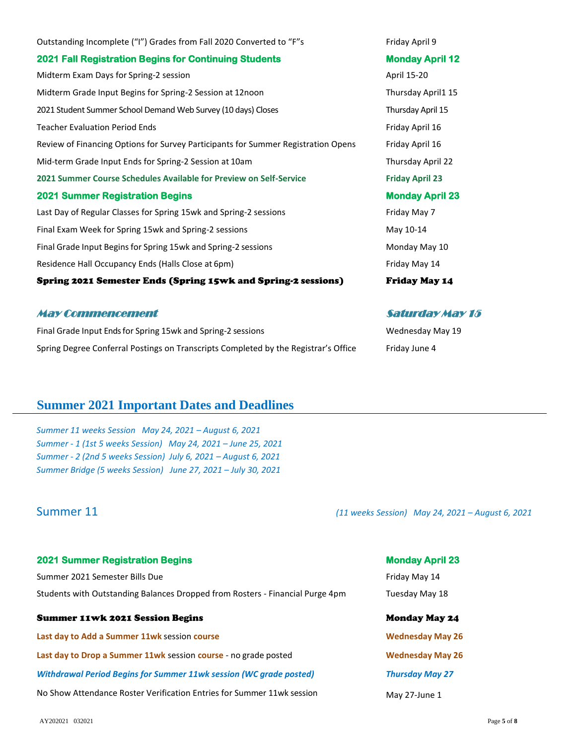| | |
|---|---|
| Outstanding Incomplete (“I”) Grades from Fall 2020 Converted to “F”s | Friday April 9 |
| **2021 Fall Registration Begins for Continuing Students** | **Monday April 12** |
| Midterm Exam Days for Spring-2 session | April 15-20 |
| Midterm Grade Input Begins for Spring-2 Session at 12noon | Thursday April1 15 |
| 2021 Student Summer School Demand Web Survey (10 days) Closes | Thursday April 15 |
| Teacher Evaluation Period Ends | Friday April 16 |
| Review of Financing Options for Survey Participants for Summer Registration Opens | Friday April 16 |
| Mid-term Grade Input Ends for Spring-2 Session at 10am | Thursday April 22 |
| **2021 Summer Course Schedules Available for Preview on Self-Service** | **Friday April 23** |
| **2021 Summer Registration Begins** | **Monday April 23** |
| Last Day of Regular Classes for Spring 15wk and Spring-2 sessions | Friday May 7 |
| Final Exam Week for Spring 15wk and Spring-2 sessions | May 10-14 |
| Final Grade Input Begins for Spring 15wk and Spring-2 sessions | Monday May 10 |
| Residence Hall Occupancy Ends (Halls Close at 6pm) | Friday May 14 |
| **Spring 2021 Semester Ends (Spring 15wk and Spring-2 sessions)** | **Friday May 14** |
| ***May Commencement*** | ***Saturday May 15*** |
| Final Grade Input Ends for Spring 15wk and Spring-2 sessions | Wednesday May 19 |
| Spring Degree Conferral Postings on Transcripts Completed by the Registrar’s Office | Friday June 4 |

## Summer 2021 Important Dates and Deadlines

*Summer 11 weeks Session May 24, 2021 – August 6, 2021*
*Summer - 1 (1st 5 weeks Session) May 24, 2021 – June 25, 2021*
*Summer - 2 (2nd 5 weeks Session) July 6, 2021 – August 6, 2021*
*Summer Bridge (5 weeks Session) June 27, 2021 – July 30, 2021*

### Summer 11

*(11 weeks Session) May 24, 2021 – August 6, 2021*

| | |
|---|---|
| **2021 Summer Registration Begins** | **Monday April 23** |
| Summer 2021 Semester Bills Due | Friday May 14 |
| Students with Outstanding Balances Dropped from Rosters - Financial Purge 4pm | Tuesday May 18 |
| **Summer 11wk 2021 Session Begins** | **Monday May 24** |
| **Last day to Add a Summer 11wk** session **course** | **Wednesday May 26** |
| **Last day to Drop a Summer 11wk** session **course** - no grade posted | **Wednesday May 26** |
| ***Withdrawal Period Begins for Summer 11wk session (WC grade posted)*** | ***Thursday May 27*** |
| No Show Attendance Roster Verification Entries for Summer 11wk session | May 27-June 1 |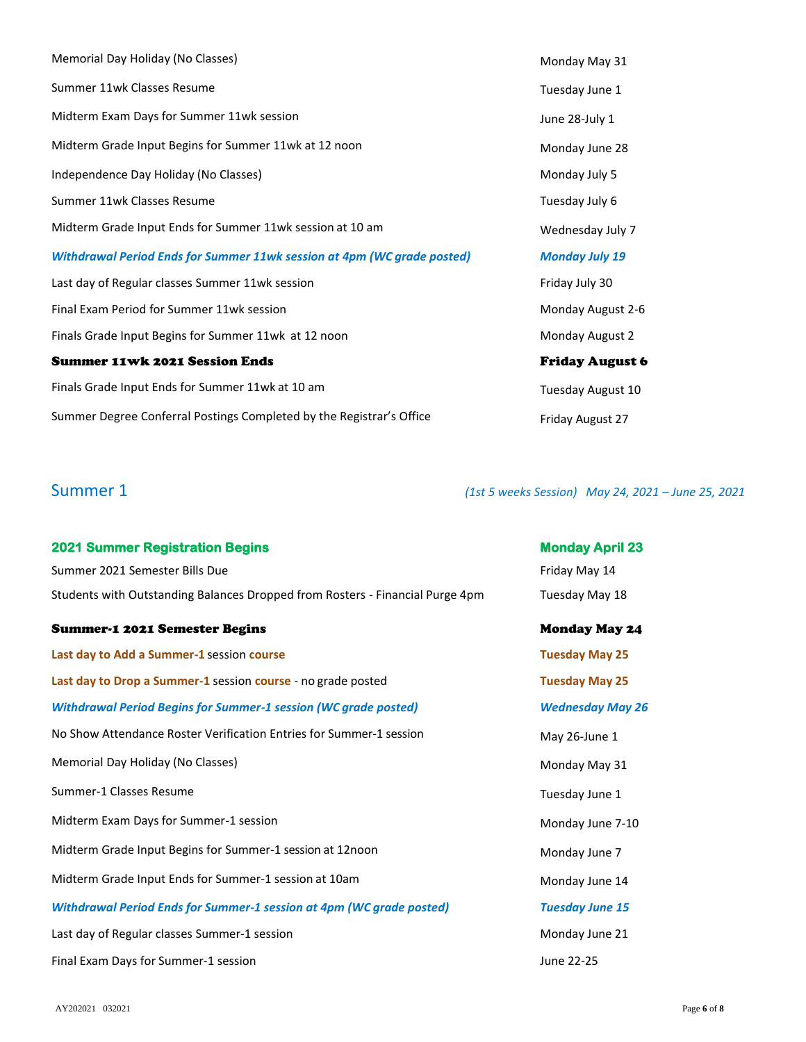| | |
|---|---|
| Memorial Day Holiday (No Classes) | Monday May 31 |
| Summer 11wk Classes Resume | Tuesday June 1 |
| Midterm Exam Days for Summer 11wk session | June 28-July 1 |
| Midterm Grade Input Begins for Summer 11wk at 12 noon | Monday June 28 |
| Independence Day Holiday (No Classes) | Monday July 5 |
| Summer 11wk Classes Resume | Tuesday July 6 |
| Midterm Grade Input Ends for Summer 11wk session at 10 am | Wednesday July 7 |
| ***Withdrawal Period Ends for Summer 11wk session at 4pm (WC grade posted)*** | ***Monday July 19*** |
| Last day of Regular classes Summer 11wk session | Friday July 30 |
| Final Exam Period for Summer 11wk session | Monday August 2-6 |
| Finals Grade Input Begins for Summer 11wk at 12 noon | Monday August 2 |
| **Summer 11wk 2021 Session Ends** | **Friday August 6** |
| Finals Grade Input Ends for Summer 11wk at 10 am | Tuesday August 10 |
| Summer Degree Conferral Postings Completed by the Registrar's Office | Friday August 27 |

## Summer 1

*(1st 5 weeks Session) May 24, 2021 – June 25, 2021*

| | |
|---|---|
| **2021 Summer Registration Begins** | **Monday April 23** |
| Summer 2021 Semester Bills Due | Friday May 14 |
| Students with Outstanding Balances Dropped from Rosters - Financial Purge 4pm | Tuesday May 18 |
| **Summer-1 2021 Semester Begins** | **Monday May 24** |
| **Last day to Add a Summer-1** session **course** | **Tuesday May 25** |
| **Last day to Drop a Summer-1** session **course** - no grade posted | **Tuesday May 25** |
| ***Withdrawal Period Begins for Summer-1 session (WC grade posted)*** | ***Wednesday May 26*** |
| No Show Attendance Roster Verification Entries for Summer-1 session | May 26-June 1 |
| Memorial Day Holiday (No Classes) | Monday May 31 |
| Summer-1 Classes Resume | Tuesday June 1 |
| Midterm Exam Days for Summer-1 session | Monday June 7-10 |
| Midterm Grade Input Begins for Summer-1 session at 12noon | Monday June 7 |
| Midterm Grade Input Ends for Summer-1 session at 10am | Monday June 14 |
| ***Withdrawal Period Ends for Summer-1 session at 4pm (WC grade posted)*** | ***Tuesday June 15*** |
| Last day of Regular classes Summer-1 session | Monday June 21 |
| Final Exam Days for Summer-1 session | June 22-25 |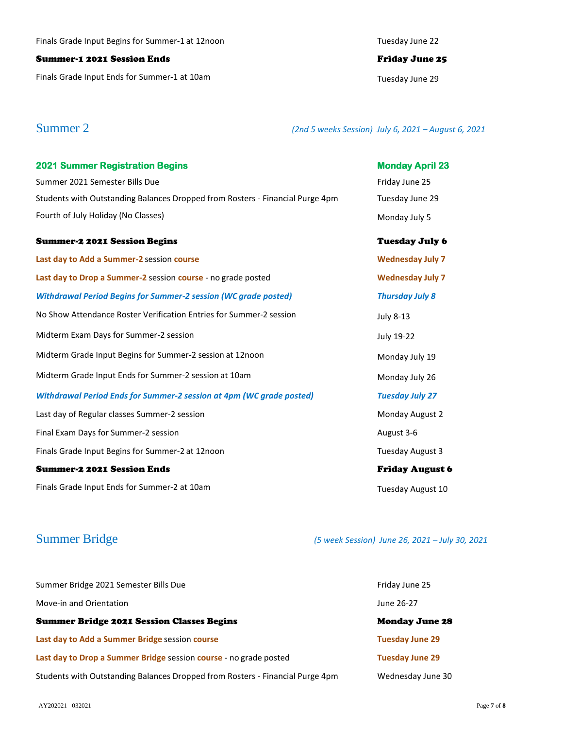| | |
|---|---|
| Finals Grade Input Begins for Summer-1 at 12noon | Tuesday June 22 |
| **Summer-1 2021 Session Ends** | **Friday June 25** |
| Finals Grade Input Ends for Summer-1 at 10am | Tuesday June 29 |

## Summer 2

*(2nd 5 weeks Session) July 6, 2021 – August 6, 2021*

| | |
|---|---|
| **2021 Summer Registration Begins** | **Monday April 23** |
| Summer 2021 Semester Bills Due | Friday June 25 |
| Students with Outstanding Balances Dropped from Rosters - Financial Purge 4pm | Tuesday June 29 |
| Fourth of July Holiday (No Classes) | Monday July 5 |
| **Summer-2 2021 Session Begins** | **Tuesday July 6** |
| **Last day to Add a Summer-2** session **course** | **Wednesday July 7** |
| **Last day to Drop a Summer-2** session **course** - no grade posted | **Wednesday July 7** |
| ***Withdrawal Period Begins for Summer-2 session (WC grade posted)*** | ***Thursday July 8*** |
| No Show Attendance Roster Verification Entries for Summer-2 session | July 8-13 |
| Midterm Exam Days for Summer-2 session | July 19-22 |
| Midterm Grade Input Begins for Summer-2 session at 12noon | Monday July 19 |
| Midterm Grade Input Ends for Summer-2 session at 10am | Monday July 26 |
| ***Withdrawal Period Ends for Summer-2 session at 4pm (WC grade posted)*** | ***Tuesday July 27*** |
| Last day of Regular classes Summer-2 session | Monday August 2 |
| Final Exam Days for Summer-2 session | August 3-6 |
| Finals Grade Input Begins for Summer-2 at 12noon | Tuesday August 3 |
| **Summer-2 2021 Session Ends** | **Friday August 6** |
| Finals Grade Input Ends for Summer-2 at 10am | Tuesday August 10 |

## Summer Bridge

*(5 week Session) June 26, 2021 – July 30, 2021*

| | |
|---|---|
| Summer Bridge 2021 Semester Bills Due | Friday June 25 |
| Move-in and Orientation | June 26-27 |
| **Summer Bridge 2021 Session Classes Begins** | **Monday June 28** |
| **Last day to Add a Summer Bridge** session **course** | **Tuesday June 29** |
| **Last day to Drop a Summer Bridge** session **course** - no grade posted | **Tuesday June 29** |
| Students with Outstanding Balances Dropped from Rosters - Financial Purge 4pm | Wednesday June 30 |

AY202021 032021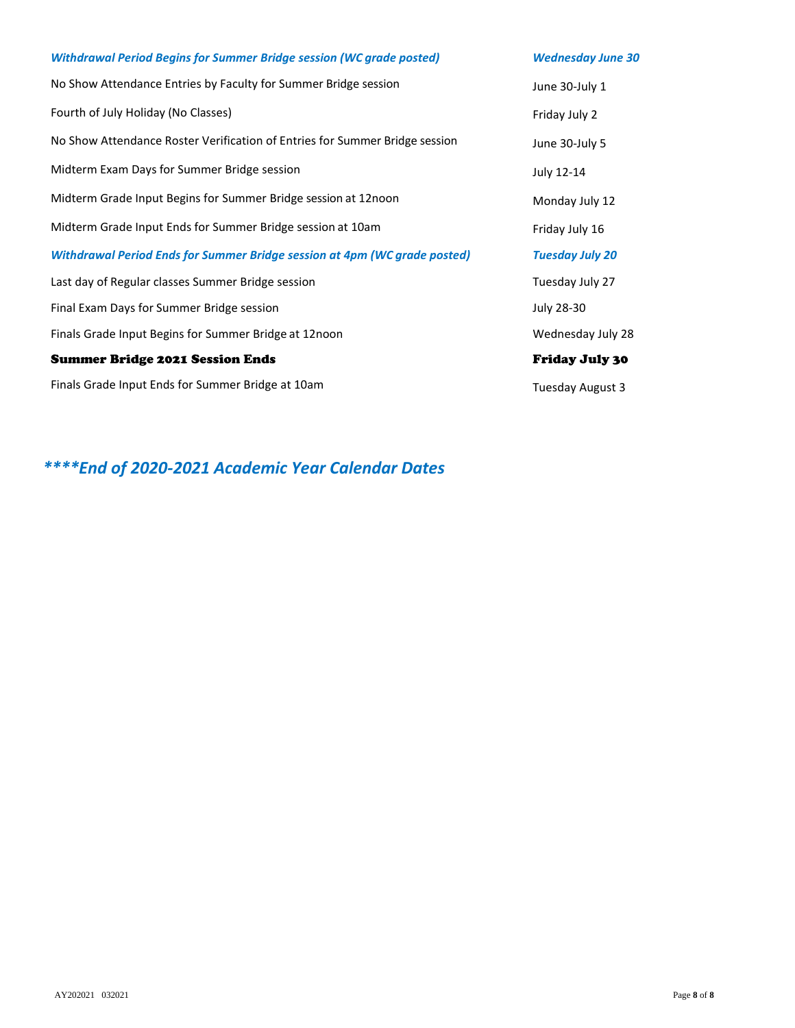| | |
|---|---|
| ***Withdrawal Period Begins for Summer Bridge session (WC grade posted)*** | ***Wednesday June 30*** |
| No Show Attendance Entries by Faculty for Summer Bridge session | June 30-July 1 |
| Fourth of July Holiday (No Classes) | Friday July 2 |
| No Show Attendance Roster Verification of Entries for Summer Bridge session | June 30-July 5 |
| Midterm Exam Days for Summer Bridge session | July 12-14 |
| Midterm Grade Input Begins for Summer Bridge session at 12noon | Monday July 12 |
| Midterm Grade Input Ends for Summer Bridge session at 10am | Friday July 16 |
| ***Withdrawal Period Ends for Summer Bridge session at 4pm (WC grade posted)*** | ***Tuesday July 20*** |
| Last day of Regular classes Summer Bridge session | Tuesday July 27 |
| Final Exam Days for Summer Bridge session | July 28-30 |
| Finals Grade Input Begins for Summer Bridge at 12noon | Wednesday July 28 |
| **Summer Bridge 2021 Session Ends** | **Friday July 30** |
| Finals Grade Input Ends for Summer Bridge at 10am | Tuesday August 3 |

***\*\*\*\*End of 2020-2021 Academic Year Calendar Dates***

AY202021 032021